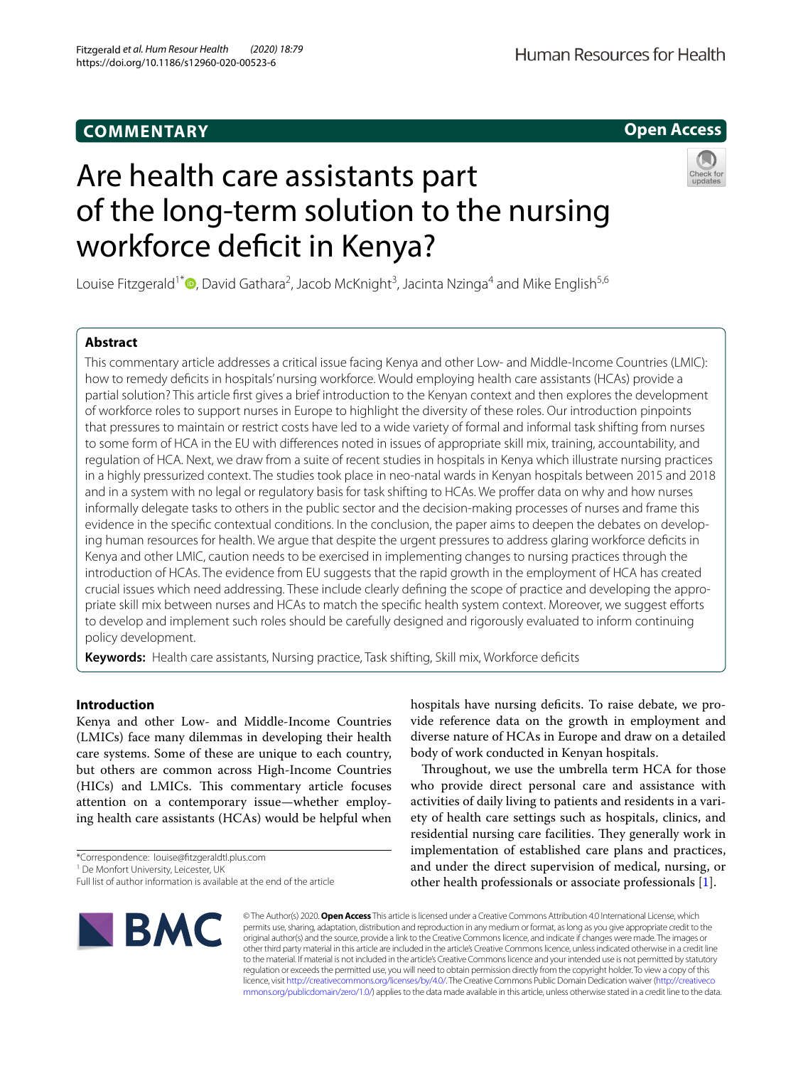COMMENTARY

Open Access

# Are health care assistants part of the long-term solution to the nursing workforce deficit in Kenya?

Louise Fitzgerald[1*], David Gathara[2], Jacob McKnight[3], Jacinta Nzinga[4] and Mike English[5,6]

## Abstract

This commentary article addresses a critical issue facing Kenya and other Low- and Middle-Income Countries (LMIC): how to remedy deficits in hospitals' nursing workforce. Would employing health care assistants (HCAs) provide a partial solution? This article first gives a brief introduction to the Kenyan context and then explores the development of workforce roles to support nurses in Europe to highlight the diversity of these roles. Our introduction pinpoints that pressures to maintain or restrict costs have led to a wide variety of formal and informal task shifting from nurses to some form of HCA in the EU with differences noted in issues of appropriate skill mix, training, accountability, and regulation of HCA. Next, we draw from a suite of recent studies in hospitals in Kenya which illustrate nursing practices in a highly pressurized context. The studies took place in neo-natal wards in Kenyan hospitals between 2015 and 2018 and in a system with no legal or regulatory basis for task shifting to HCAs. We proffer data on why and how nurses informally delegate tasks to others in the public sector and the decision-making processes of nurses and frame this evidence in the specific contextual conditions. In the conclusion, the paper aims to deepen the debates on developing human resources for health. We argue that despite the urgent pressures to address glaring workforce deficits in Kenya and other LMIC, caution needs to be exercised in implementing changes to nursing practices through the introduction of HCAs. The evidence from EU suggests that the rapid growth in the employment of HCA has created crucial issues which need addressing. These include clearly defining the scope of practice and developing the appropriate skill mix between nurses and HCAs to match the specific health system context. Moreover, we suggest efforts to develop and implement such roles should be carefully designed and rigorously evaluated to inform continuing policy development.

**Keywords:** Health care assistants, Nursing practice, Task shifting, Skill mix, Workforce deficits

## Introduction

Kenya and other Low- and Middle-Income Countries (LMICs) face many dilemmas in developing their health care systems. Some of these are unique to each country, but others are common across High-Income Countries (HICs) and LMICs. This commentary article focuses attention on a contemporary issue—whether employing health care assistants (HCAs) would be helpful when hospitals have nursing deficits. To raise debate, we provide reference data on the growth in employment and diverse nature of HCAs in Europe and draw on a detailed body of work conducted in Kenyan hospitals.

Throughout, we use the umbrella term HCA for those who provide direct personal care and assistance with activities of daily living to patients and residents in a variety of health care settings such as hospitals, clinics, and residential nursing care facilities. They generally work in implementation of established care plans and practices, and under the direct supervision of medical, nursing, or other health professionals or associate professionals [1].

*Correspondence: louise@fitzgeraldtl.plus.com
[1] De Montfort University, Leicester, UK
Full list of author information is available at the end of the article

© The Author(s) 2020. **Open Access** This article is licensed under a Creative Commons Attribution 4.0 International License, which permits use, sharing, adaptation, distribution and reproduction in any medium or format, as long as you give appropriate credit to the original author(s) and the source, provide a link to the Creative Commons licence, and indicate if changes were made. The images or other third party material in this article are included in the article's Creative Commons licence, unless indicated otherwise in a credit line to the material. If material is not included in the article's Creative Commons licence and your intended use is not permitted by statutory regulation or exceeds the permitted use, you will need to obtain permission directly from the copyright holder. To view a copy of this licence, visit http://creativecommons.org/licenses/by/4.0/. The Creative Commons Public Domain Dedication waiver (http://creativecommons.org/publicdomain/zero/1.0/) applies to the data made available in this article, unless otherwise stated in a credit line to the data.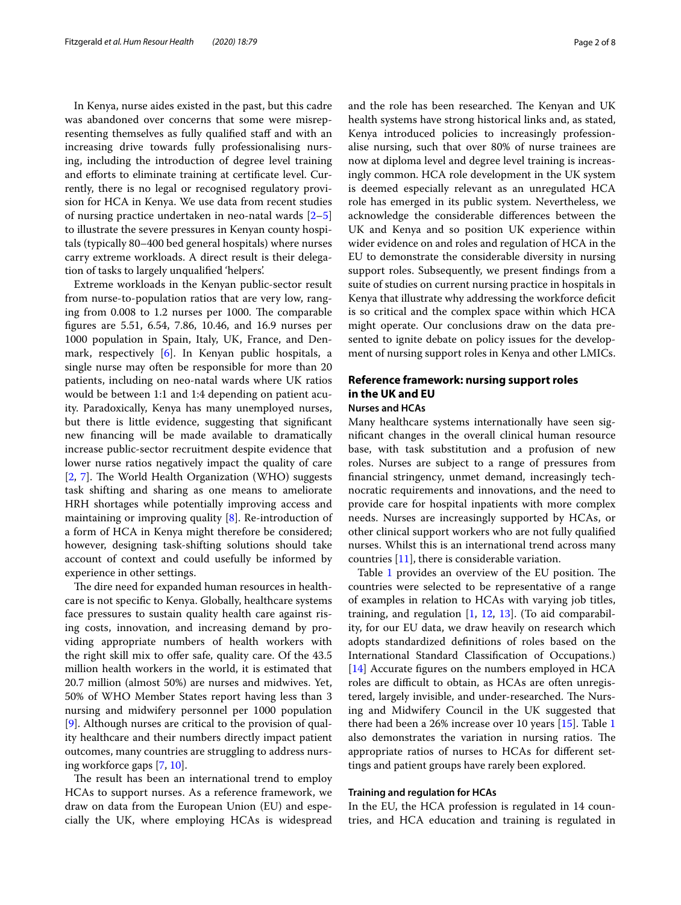In Kenya, nurse aides existed in the past, but this cadre was abandoned over concerns that some were misrepresenting themselves as fully qualified staff and with an increasing drive towards fully professionalising nursing, including the introduction of degree level training and efforts to eliminate training at certificate level. Currently, there is no legal or recognised regulatory provision for HCA in Kenya. We use data from recent studies of nursing practice undertaken in neo-natal wards [2–5] to illustrate the severe pressures in Kenyan county hospitals (typically 80–400 bed general hospitals) where nurses carry extreme workloads. A direct result is their delegation of tasks to largely unqualified 'helpers'.

Extreme workloads in the Kenyan public-sector result from nurse-to-population ratios that are very low, ranging from 0.008 to 1.2 nurses per 1000. The comparable figures are 5.51, 6.54, 7.86, 10.46, and 16.9 nurses per 1000 population in Spain, Italy, UK, France, and Denmark, respectively [6]. In Kenyan public hospitals, a single nurse may often be responsible for more than 20 patients, including on neo-natal wards where UK ratios would be between 1:1 and 1:4 depending on patient acuity. Paradoxically, Kenya has many unemployed nurses, but there is little evidence, suggesting that significant new financing will be made available to dramatically increase public-sector recruitment despite evidence that lower nurse ratios negatively impact the quality of care [2, 7]. The World Health Organization (WHO) suggests task shifting and sharing as one means to ameliorate HRH shortages while potentially improving access and maintaining or improving quality [8]. Re-introduction of a form of HCA in Kenya might therefore be considered; however, designing task-shifting solutions should take account of context and could usefully be informed by experience in other settings.

The dire need for expanded human resources in healthcare is not specific to Kenya. Globally, healthcare systems face pressures to sustain quality health care against rising costs, innovation, and increasing demand by providing appropriate numbers of health workers with the right skill mix to offer safe, quality care. Of the 43.5 million health workers in the world, it is estimated that 20.7 million (almost 50%) are nurses and midwives. Yet, 50% of WHO Member States report having less than 3 nursing and midwifery personnel per 1000 population [9]. Although nurses are critical to the provision of quality healthcare and their numbers directly impact patient outcomes, many countries are struggling to address nursing workforce gaps [7, 10].

The result has been an international trend to employ HCAs to support nurses. As a reference framework, we draw on data from the European Union (EU) and especially the UK, where employing HCAs is widespread and the role has been researched. The Kenyan and UK health systems have strong historical links and, as stated, Kenya introduced policies to increasingly professionalise nursing, such that over 80% of nurse trainees are now at diploma level and degree level training is increasingly common. HCA role development in the UK system is deemed especially relevant as an unregulated HCA role has emerged in its public system. Nevertheless, we acknowledge the considerable differences between the UK and Kenya and so position UK experience within wider evidence on and roles and regulation of HCA in the EU to demonstrate the considerable diversity in nursing support roles. Subsequently, we present findings from a suite of studies on current nursing practice in hospitals in Kenya that illustrate why addressing the workforce deficit is so critical and the complex space within which HCA might operate. Our conclusions draw on the data presented to ignite debate on policy issues for the development of nursing support roles in Kenya and other LMICs.

## Reference framework: nursing support roles in the UK and EU

### Nurses and HCAs

Many healthcare systems internationally have seen significant changes in the overall clinical human resource base, with task substitution and a profusion of new roles. Nurses are subject to a range of pressures from financial stringency, unmet demand, increasingly technocratic requirements and innovations, and the need to provide care for hospital inpatients with more complex needs. Nurses are increasingly supported by HCAs, or other clinical support workers who are not fully qualified nurses. Whilst this is an international trend across many countries [11], there is considerable variation.

Table 1 provides an overview of the EU position. The countries were selected to be representative of a range of examples in relation to HCAs with varying job titles, training, and regulation [1, 12, 13]. (To aid comparability, for our EU data, we draw heavily on research which adopts standardized definitions of roles based on the International Standard Classification of Occupations.) [14] Accurate figures on the numbers employed in HCA roles are difficult to obtain, as HCAs are often unregistered, largely invisible, and under-researched. The Nursing and Midwifery Council in the UK suggested that there had been a 26% increase over 10 years [15]. Table 1 also demonstrates the variation in nursing ratios. The appropriate ratios of nurses to HCAs for different settings and patient groups have rarely been explored.

### Training and regulation for HCAs

In the EU, the HCA profession is regulated in 14 countries, and HCA education and training is regulated in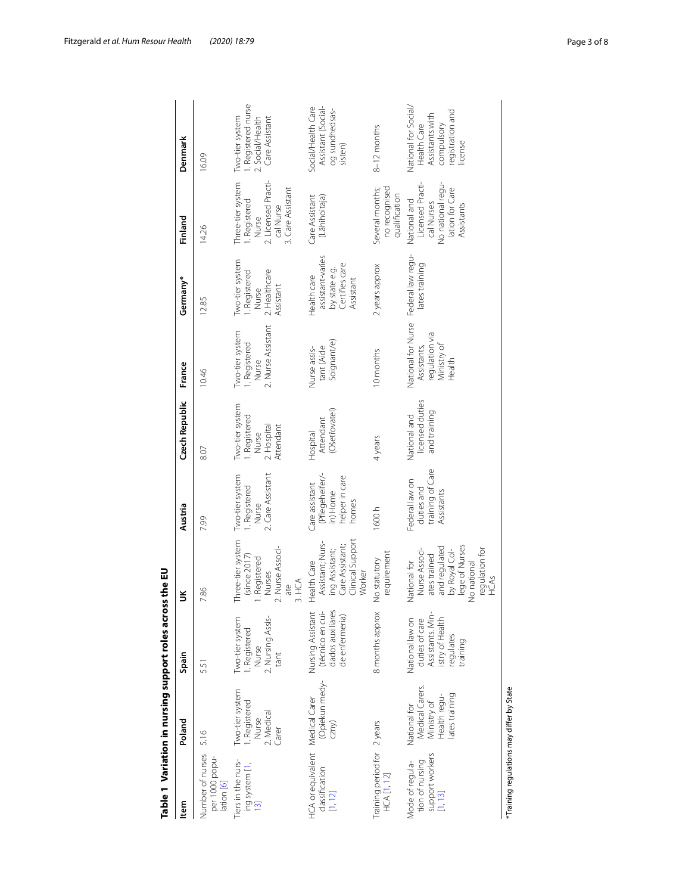**Table 1 Variation in nursing support roles across the EU**

| Item | Poland | Spain | UK | Austria | Czech Republic | France | Germany* | Finland | Denmark |
|---|---|---|---|---|---|---|---|---|---|
| Number of nurses per 1000 population [6] | 5.16 | 5.51 | 7.86 | 7.99 | 8.07 | 10.46 | 12.85 | 14.26 | 16.09 |
| Tiers in the nursing system [1, 13] | Two-tier system 1. Registered Nurse 2. Medical Carer | Two-tier system 1. Registered Nurse 2. Nursing Assistant | Three-tier system (since 2017) 1. Registered Nurses 2. Nurse Associate 3. HCA | Two-tier system 1. Registered Nurse 2. Care Assistant | Two-tier system 1. Registered Nurse 2. Hospital Attendant | Two-tier system 1. Registered Nurse 2. Nurse Assistant | Two-tier system 1. Registered Nurse 2. Healthcare Assistant | Three-tier system 1. Registered Nurse 2. Licensed Practical Nurse 3. Care Assistant | Two-tier system 1. Registered nurse 2. Social/Health Care Assistant |
| HCA or equivalent classification [1, 12] | Medical Carer (Opiekun medyczny) | Nursing Assistant (técnico en cuidados auxiliares de enfermeria) | Health Care Assistant; Nursing Assistant; Care Assistant; Clinical Support Worker | Care assistant (Pflegehelfer/-in) Home helper in care homes | Hospital Attendant (Ošetřovatel) | Nurse assistant (Aide Soignant/e) | Health care assistant-varies by state e.g. Certifies care Assistant | Care Assistant (Lähihoitaja) | Social/Health Care Assistant (Social- og sundhedsassisten) |
| Training period for HCA [1, 12] | 2 years | 8 months approx | No statutory requirement | 1600 h | 4 years | 10 months | 2 years approx | Several months; no recognised qualification | 8–12 months |
| Mode of regulation of nursing support workers [1, 13] | National for Medical Carers. Ministry of Health regulates training | National law on duties of care Assistants. Ministry of Health regulates training | National for Nurse Associates trained and regulated by Royal College of Nurses No national regulation for HCAs | Federal law on duties and training of Care Assistants | National and licensed duties and training | National for Nurse Assistants, regulation via Ministry of Health | Federal law regulates training | National and Licensed Practical Nurses No national regulation for Care Assistants | National for Social/Health Care Assistants with compulsory registration and license |

*Training regulations may differ by State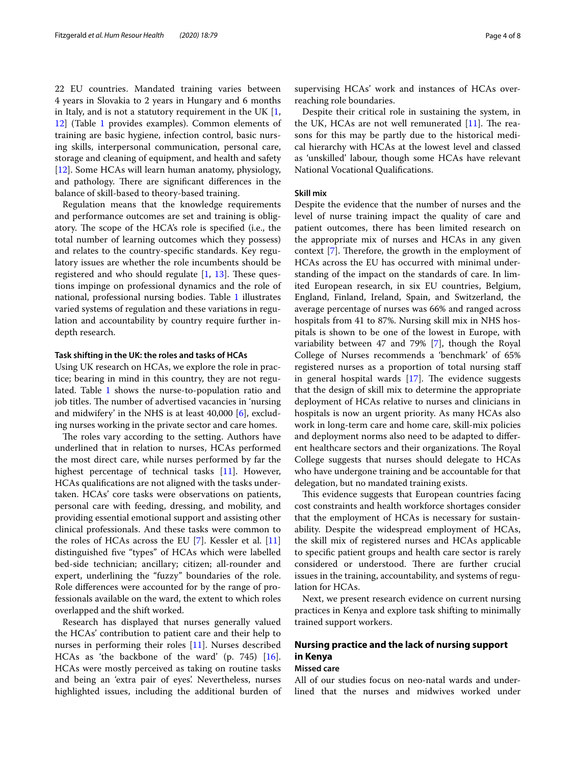22 EU countries. Mandated training varies between 4 years in Slovakia to 2 years in Hungary and 6 months in Italy, and is not a statutory requirement in the UK [1, 12] (Table 1 provides examples). Common elements of training are basic hygiene, infection control, basic nursing skills, interpersonal communication, personal care, storage and cleaning of equipment, and health and safety [12]. Some HCAs will learn human anatomy, physiology, and pathology. There are significant differences in the balance of skill-based to theory-based training.

Regulation means that the knowledge requirements and performance outcomes are set and training is obligatory. The scope of the HCA's role is specified (i.e., the total number of learning outcomes which they possess) and relates to the country-specific standards. Key regulatory issues are whether the role incumbents should be registered and who should regulate [1, 13]. These questions impinge on professional dynamics and the role of national, professional nursing bodies. Table 1 illustrates varied systems of regulation and these variations in regulation and accountability by country require further in-depth research.

#### Task shifting in the UK: the roles and tasks of HCAs

Using UK research on HCAs, we explore the role in practice; bearing in mind in this country, they are not regulated. Table 1 shows the nurse-to-population ratio and job titles. The number of advertised vacancies in 'nursing and midwifery' in the NHS is at least 40,000 [6], excluding nurses working in the private sector and care homes.

The roles vary according to the setting. Authors have underlined that in relation to nurses, HCAs performed the most direct care, while nurses performed by far the highest percentage of technical tasks [11]. However, HCAs qualifications are not aligned with the tasks undertaken. HCAs' core tasks were observations on patients, personal care with feeding, dressing, and mobility, and providing essential emotional support and assisting other clinical professionals. And these tasks were common to the roles of HCAs across the EU [7]. Kessler et al. [11] distinguished five "types" of HCAs which were labelled bed-side technician; ancillary; citizen; all-rounder and expert, underlining the "fuzzy" boundaries of the role. Role differences were accounted for by the range of professionals available on the ward, the extent to which roles overlapped and the shift worked.

Research has displayed that nurses generally valued the HCAs' contribution to patient care and their help to nurses in performing their roles [11]. Nurses described HCAs as 'the backbone of the ward' (p. 745) [16]. HCAs were mostly perceived as taking on routine tasks and being an 'extra pair of eyes'. Nevertheless, nurses highlighted issues, including the additional burden of supervising HCAs' work and instances of HCAs overreaching role boundaries.

Despite their critical role in sustaining the system, in the UK, HCAs are not well remunerated [11]. The reasons for this may be partly due to the historical medical hierarchy with HCAs at the lowest level and classed as 'unskilled' labour, though some HCAs have relevant National Vocational Qualifications.

#### Skill mix

Despite the evidence that the number of nurses and the level of nurse training impact the quality of care and patient outcomes, there has been limited research on the appropriate mix of nurses and HCAs in any given context [7]. Therefore, the growth in the employment of HCAs across the EU has occurred with minimal understanding of the impact on the standards of care. In limited European research, in six EU countries, Belgium, England, Finland, Ireland, Spain, and Switzerland, the average percentage of nurses was 66% and ranged across hospitals from 41 to 87%. Nursing skill mix in NHS hospitals is shown to be one of the lowest in Europe, with variability between 47 and 79% [7], though the Royal College of Nurses recommends a 'benchmark' of 65% registered nurses as a proportion of total nursing staff in general hospital wards [17]. The evidence suggests that the design of skill mix to determine the appropriate deployment of HCAs relative to nurses and clinicians in hospitals is now an urgent priority. As many HCAs also work in long-term care and home care, skill-mix policies and deployment norms also need to be adapted to different healthcare sectors and their organizations. The Royal College suggests that nurses should delegate to HCAs who have undergone training and be accountable for that delegation, but no mandated training exists.

This evidence suggests that European countries facing cost constraints and health workforce shortages consider that the employment of HCAs is necessary for sustainability. Despite the widespread employment of HCAs, the skill mix of registered nurses and HCAs applicable to specific patient groups and health care sector is rarely considered or understood. There are further crucial issues in the training, accountability, and systems of regulation for HCAs.

Next, we present research evidence on current nursing practices in Kenya and explore task shifting to minimally trained support workers.

## Nursing practice and the lack of nursing support in Kenya

#### Missed care

All of our studies focus on neo-natal wards and underlined that the nurses and midwives worked under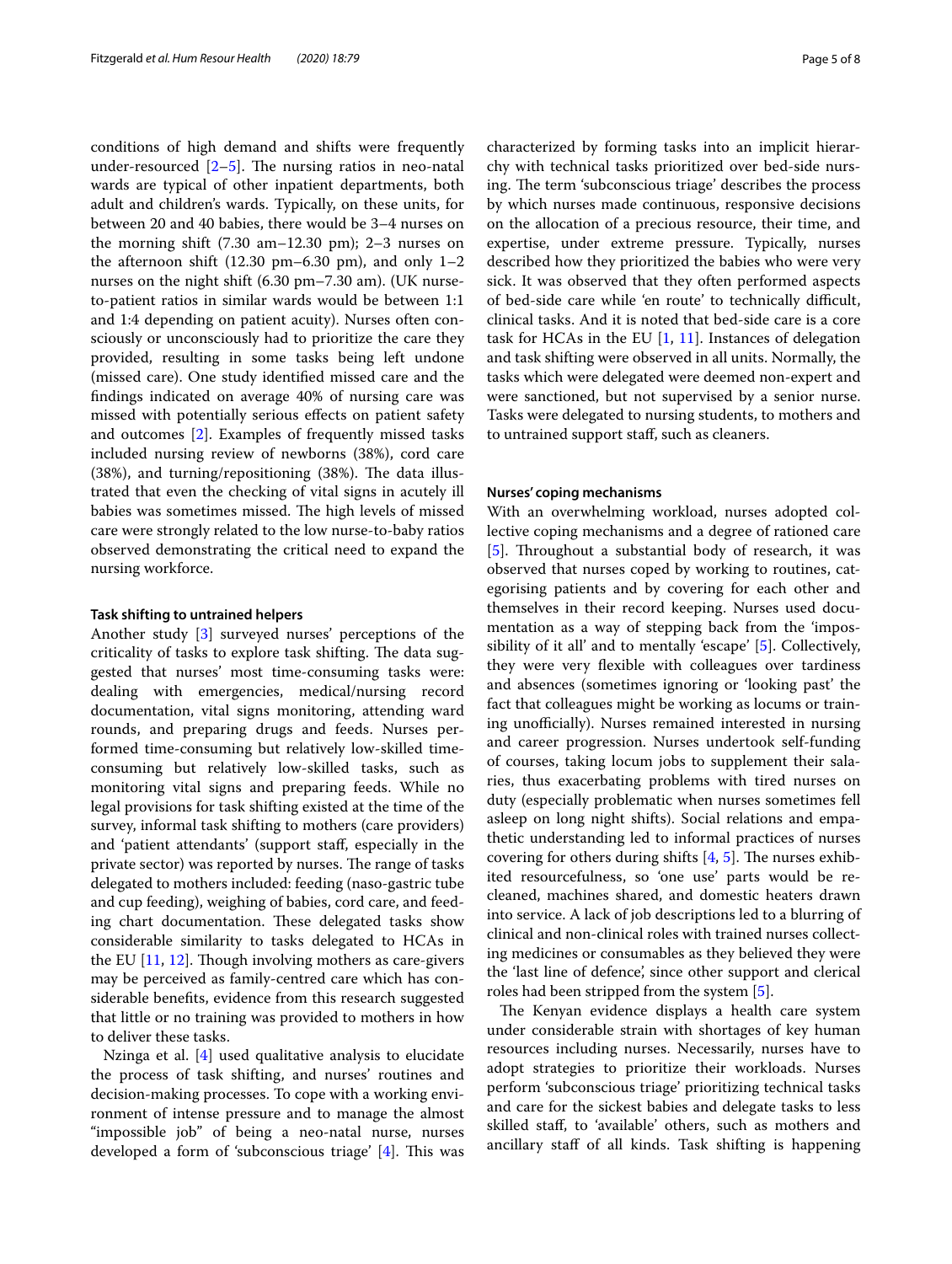conditions of high demand and shifts were frequently under-resourced [2–5]. The nursing ratios in neo-natal wards are typical of other inpatient departments, both adult and children's wards. Typically, on these units, for between 20 and 40 babies, there would be 3–4 nurses on the morning shift (7.30 am–12.30 pm); 2–3 nurses on the afternoon shift (12.30 pm–6.30 pm), and only 1–2 nurses on the night shift (6.30 pm–7.30 am). (UK nurse-to-patient ratios in similar wards would be between 1:1 and 1:4 depending on patient acuity). Nurses often consciously or unconsciously had to prioritize the care they provided, resulting in some tasks being left undone (missed care). One study identified missed care and the findings indicated on average 40% of nursing care was missed with potentially serious effects on patient safety and outcomes [2]. Examples of frequently missed tasks included nursing review of newborns (38%), cord care (38%), and turning/repositioning (38%). The data illustrated that even the checking of vital signs in acutely ill babies was sometimes missed. The high levels of missed care were strongly related to the low nurse-to-baby ratios observed demonstrating the critical need to expand the nursing workforce.

#### Task shifting to untrained helpers

Another study [3] surveyed nurses' perceptions of the criticality of tasks to explore task shifting. The data suggested that nurses' most time-consuming tasks were: dealing with emergencies, medical/nursing record documentation, vital signs monitoring, attending ward rounds, and preparing drugs and feeds. Nurses performed time-consuming but relatively low-skilled time-consuming but relatively low-skilled tasks, such as monitoring vital signs and preparing feeds. While no legal provisions for task shifting existed at the time of the survey, informal task shifting to mothers (care providers) and 'patient attendants' (support staff, especially in the private sector) was reported by nurses. The range of tasks delegated to mothers included: feeding (naso-gastric tube and cup feeding), weighing of babies, cord care, and feeding chart documentation. These delegated tasks show considerable similarity to tasks delegated to HCAs in the EU [11, 12]. Though involving mothers as care-givers may be perceived as family-centred care which has considerable benefits, evidence from this research suggested that little or no training was provided to mothers in how to deliver these tasks.

Nzinga et al. [4] used qualitative analysis to elucidate the process of task shifting, and nurses' routines and decision-making processes. To cope with a working environment of intense pressure and to manage the almost "impossible job" of being a neo-natal nurse, nurses developed a form of 'subconscious triage' [4]. This was characterized by forming tasks into an implicit hierarchy with technical tasks prioritized over bed-side nursing. The term 'subconscious triage' describes the process by which nurses made continuous, responsive decisions on the allocation of a precious resource, their time, and expertise, under extreme pressure. Typically, nurses described how they prioritized the babies who were very sick. It was observed that they often performed aspects of bed-side care while 'en route' to technically difficult, clinical tasks. And it is noted that bed-side care is a core task for HCAs in the EU [1, 11]. Instances of delegation and task shifting were observed in all units. Normally, the tasks which were delegated were deemed non-expert and were sanctioned, but not supervised by a senior nurse. Tasks were delegated to nursing students, to mothers and to untrained support staff, such as cleaners.

#### Nurses' coping mechanisms

With an overwhelming workload, nurses adopted collective coping mechanisms and a degree of rationed care [5]. Throughout a substantial body of research, it was observed that nurses coped by working to routines, categorising patients and by covering for each other and themselves in their record keeping. Nurses used documentation as a way of stepping back from the 'impossibility of it all' and to mentally 'escape' [5]. Collectively, they were very flexible with colleagues over tardiness and absences (sometimes ignoring or 'looking past' the fact that colleagues might be working as locums or training unofficially). Nurses remained interested in nursing and career progression. Nurses undertook self-funding of courses, taking locum jobs to supplement their salaries, thus exacerbating problems with tired nurses on duty (especially problematic when nurses sometimes fell asleep on long night shifts). Social relations and empathetic understanding led to informal practices of nurses covering for others during shifts [4, 5]. The nurses exhibited resourcefulness, so 'one use' parts would be re-cleaned, machines shared, and domestic heaters drawn into service. A lack of job descriptions led to a blurring of clinical and non-clinical roles with trained nurses collecting medicines or consumables as they believed they were the 'last line of defence', since other support and clerical roles had been stripped from the system [5].

The Kenyan evidence displays a health care system under considerable strain with shortages of key human resources including nurses. Necessarily, nurses have to adopt strategies to prioritize their workloads. Nurses perform 'subconscious triage' prioritizing technical tasks and care for the sickest babies and delegate tasks to less skilled staff, to 'available' others, such as mothers and ancillary staff of all kinds. Task shifting is happening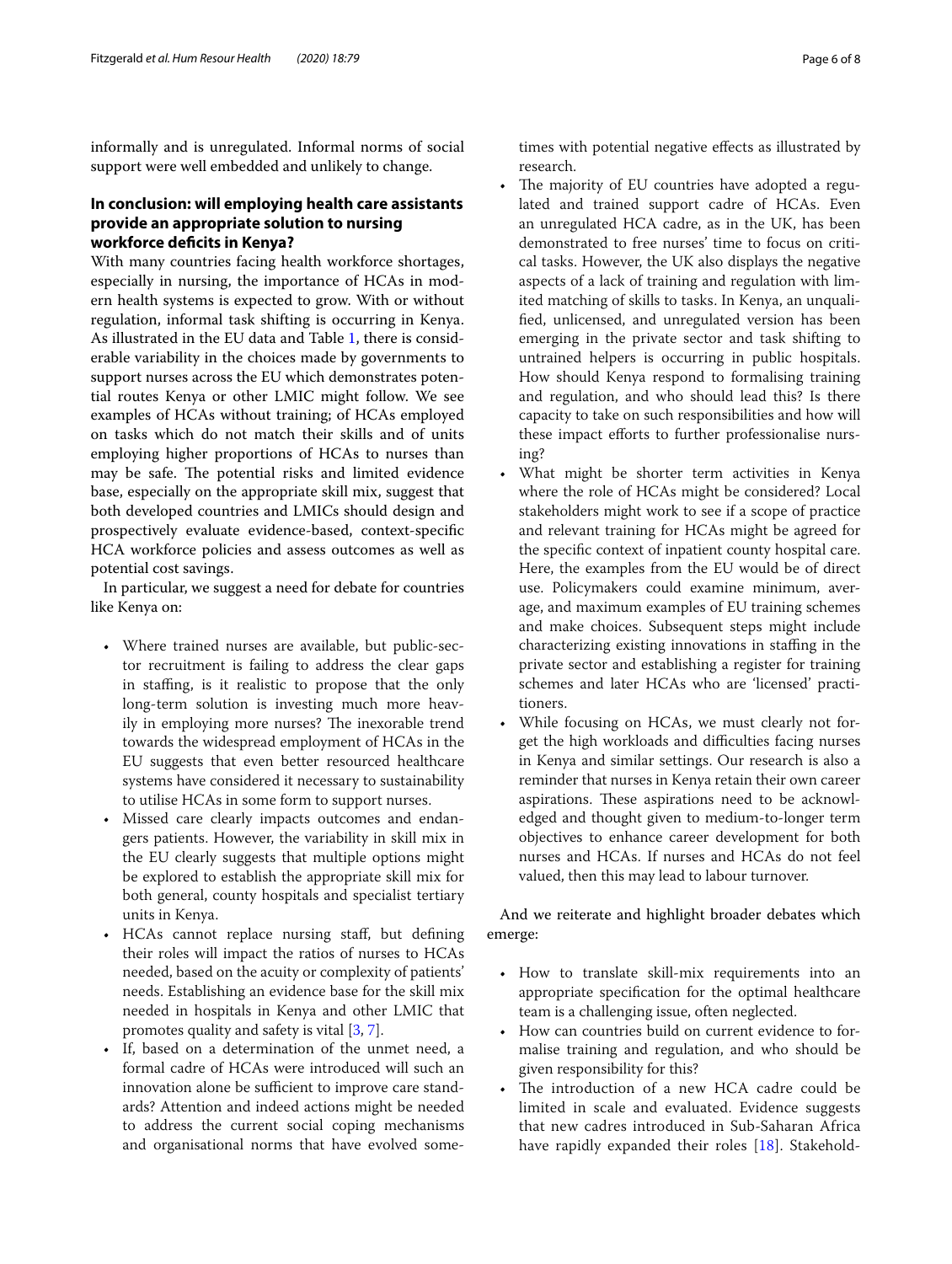informally and is unregulated. Informal norms of social support were well embedded and unlikely to change.

## In conclusion: will employing health care assistants provide an appropriate solution to nursing workforce deficits in Kenya?

With many countries facing health workforce shortages, especially in nursing, the importance of HCAs in modern health systems is expected to grow. With or without regulation, informal task shifting is occurring in Kenya. As illustrated in the EU data and Table 1, there is considerable variability in the choices made by governments to support nurses across the EU which demonstrates potential routes Kenya or other LMIC might follow. We see examples of HCAs without training; of HCAs employed on tasks which do not match their skills and of units employing higher proportions of HCAs to nurses than may be safe. The potential risks and limited evidence base, especially on the appropriate skill mix, suggest that both developed countries and LMICs should design and prospectively evaluate evidence-based, context-specific HCA workforce policies and assess outcomes as well as potential cost savings.

In particular, we suggest a need for debate for countries like Kenya on:

- Where trained nurses are available, but public-sector recruitment is failing to address the clear gaps in staffing, is it realistic to propose that the only long-term solution is investing much more heavily in employing more nurses? The inexorable trend towards the widespread employment of HCAs in the EU suggests that even better resourced healthcare systems have considered it necessary to sustainability to utilise HCAs in some form to support nurses.
- Missed care clearly impacts outcomes and endangers patients. However, the variability in skill mix in the EU clearly suggests that multiple options might be explored to establish the appropriate skill mix for both general, county hospitals and specialist tertiary units in Kenya.
- HCAs cannot replace nursing staff, but defining their roles will impact the ratios of nurses to HCAs needed, based on the acuity or complexity of patients' needs. Establishing an evidence base for the skill mix needed in hospitals in Kenya and other LMIC that promotes quality and safety is vital [3, 7].
- If, based on a determination of the unmet need, a formal cadre of HCAs were introduced will such an innovation alone be sufficient to improve care standards? Attention and indeed actions might be needed to address the current social coping mechanisms and organisational norms that have evolved sometimes with potential negative effects as illustrated by research.
- The majority of EU countries have adopted a regulated and trained support cadre of HCAs. Even an unregulated HCA cadre, as in the UK, has been demonstrated to free nurses' time to focus on critical tasks. However, the UK also displays the negative aspects of a lack of training and regulation with limited matching of skills to tasks. In Kenya, an unqualified, unlicensed, and unregulated version has been emerging in the private sector and task shifting to untrained helpers is occurring in public hospitals. How should Kenya respond to formalising training and regulation, and who should lead this? Is there capacity to take on such responsibilities and how will these impact efforts to further professionalise nursing?
- What might be shorter term activities in Kenya where the role of HCAs might be considered? Local stakeholders might work to see if a scope of practice and relevant training for HCAs might be agreed for the specific context of inpatient county hospital care. Here, the examples from the EU would be of direct use. Policymakers could examine minimum, average, and maximum examples of EU training schemes and make choices. Subsequent steps might include characterizing existing innovations in staffing in the private sector and establishing a register for training schemes and later HCAs who are 'licensed' practitioners.
- While focusing on HCAs, we must clearly not forget the high workloads and difficulties facing nurses in Kenya and similar settings. Our research is also a reminder that nurses in Kenya retain their own career aspirations. These aspirations need to be acknowledged and thought given to medium-to-longer term objectives to enhance career development for both nurses and HCAs. If nurses and HCAs do not feel valued, then this may lead to labour turnover.

And we reiterate and highlight broader debates which emerge:

- How to translate skill-mix requirements into an appropriate specification for the optimal healthcare team is a challenging issue, often neglected.
- How can countries build on current evidence to formalise training and regulation, and who should be given responsibility for this?
- The introduction of a new HCA cadre could be limited in scale and evaluated. Evidence suggests that new cadres introduced in Sub-Saharan Africa have rapidly expanded their roles [18]. Stakehold-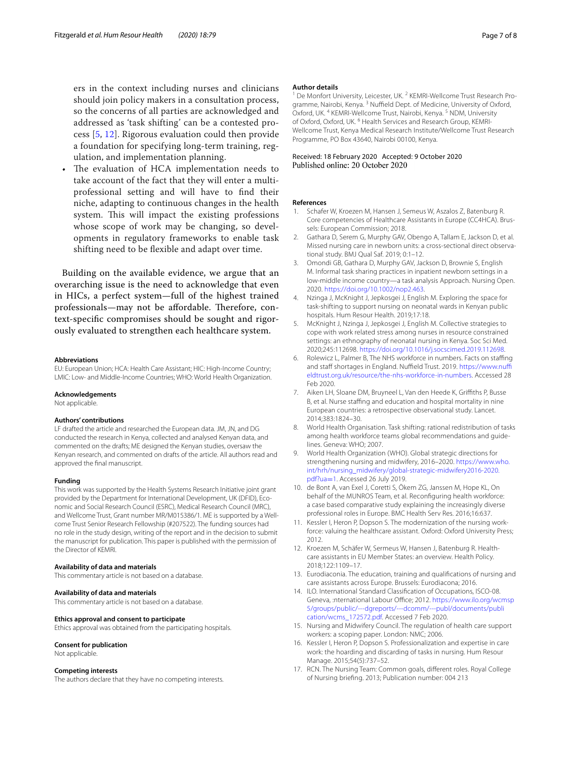ers in the context including nurses and clinicians should join policy makers in a consultation process, so the concerns of all parties are acknowledged and addressed as 'task shifting' can be a contested process [5, 12]. Rigorous evaluation could then provide a foundation for specifying long-term training, regulation, and implementation planning.

- The evaluation of HCA implementation needs to take account of the fact that they will enter a multi-professional setting and will have to find their niche, adapting to continuous changes in the health system. This will impact the existing professions whose scope of work may be changing, so developments in regulatory frameworks to enable task shifting need to be flexible and adapt over time.

Building on the available evidence, we argue that an overarching issue is the need to acknowledge that even in HICs, a perfect system—full of the highest trained professionals—may not be affordable. Therefore, context-specific compromises should be sought and rigorously evaluated to strengthen each healthcare system.

#### Abbreviations
EU: European Union; HCA: Health Care Assistant; HIC: High-Income Country; LMIC: Low- and Middle-Income Countries; WHO: World Health Organization.

#### Acknowledgements
Not applicable.

#### Authors' contributions
LF drafted the article and researched the European data. JM, JN, and DG conducted the research in Kenya, collected and analysed Kenyan data, and commented on the drafts; ME designed the Kenyan studies, oversaw the Kenyan research, and commented on drafts of the article. All authors read and approved the final manuscript.

#### Funding
This work was supported by the Health Systems Research Initiative joint grant provided by the Department for International Development, UK (DFID), Economic and Social Research Council (ESRC), Medical Research Council (MRC), and Wellcome Trust, Grant number MR/M015386/1. ME is supported by a Wellcome Trust Senior Research Fellowship (#207522). The funding sources had no role in the study design, writing of the report and in the decision to submit the manuscript for publication. This paper is published with the permission of the Director of KEMRI.

#### Availability of data and materials
This commentary article is not based on a database.

#### Availability of data and materials
This commentary article is not based on a database.

#### Ethics approval and consent to participate
Ethics approval was obtained from the participating hospitals.

#### Consent for publication
Not applicable.

#### Competing interests
The authors declare that they have no competing interests.

#### Author details
[1] De Montfort University, Leicester, UK. [2] KEMRI-Wellcome Trust Research Programme, Nairobi, Kenya. [3] Nuffield Dept. of Medicine, University of Oxford, Oxford, UK. [4] KEMRI-Wellcome Trust, Nairobi, Kenya. [5] NDM, University of Oxford, Oxford, UK. [6] Health Services and Research Group, KEMRI-Wellcome Trust, Kenya Medical Research Institute/Wellcome Trust Research Programme, PO Box 43640, Nairobi 00100, Kenya.

Received: 18 February 2020 Accepted: 9 October 2020
Published online: 20 October 2020

#### References
1. Schafer W, Kroezen M, Hansen J, Semeus W, Aszalos Z, Batenburg R. Core competencies of Healthcare Assistants in Europe (CC4HCA). Brussels: European Commission; 2018.
2. Gathara D, Serem G, Murphy GAV, Obengo A, Tallam E, Jackson D, et al. Missed nursing care in newborn units: a cross-sectional direct observational study. BMJ Qual Saf. 2019; 0:1–12.
3. Omondi GB, Gathara D, Murphy GAV, Jackson D, Brownie S, English M. Informal task sharing practices in inpatient newborn settings in a low-middle income country—a task analysis Approach. Nursing Open. 2020. https://doi.org/10.1002/nop2.463.
4. Nzinga J, McKnight J, Jepkosgei J, English M. Exploring the space for task-shifting to support nursing on neonatal wards in Kenyan public hospitals. Hum Resour Health. 2019;17:18.
5. McKnight J, Nzinga J, Jepkosgei J, English M. Collective strategies to cope with work related stress among nurses in resource constrained settings: an ethnography of neonatal nursing in Kenya. Soc Sci Med. 2020;245:112698. https://doi.org/10.1016/j.socscimed.2019.112698.
6. Rolewicz L, Palmer B, The NHS workforce in numbers. Facts on staffing and staff shortages in England. Nuffield Trust. 2019. https://www.nuffieldtrust.org.uk/resource/the-nhs-workforce-in-numbers. Accessed 28 Feb 2020.
7. Aiken LH, Sloane DM, Bruyneel L, Van den Heede K, Griffiths P, Busse B, et al. Nurse staffing and education and hospital mortality in nine European countries: a retrospective observational study. Lancet. 2014;383:1824–30.
8. World Health Organisation. Task shifting: rational redistribution of tasks among health workforce teams global recommendations and guidelines. Geneva: WHO; 2007.
9. World Health Organization (WHO). Global strategic directions for strengthening nursing and midwifery, 2016–2020. https://www.who.int/hrh/nursing_midwifery/global-strategic-midwifery2016-2020.pdf?ua=1. Accessed 26 July 2019.
10. de Bont A, van Exel J, Coretti S, Ökem ZG, Janssen M, Hope KL, On behalf of the MUNROS Team, et al. Reconfiguring health workforce: a case based comparative study explaining the increasingly diverse professional roles in Europe. BMC Health Serv Res. 2016;16:637.
11. Kessler I, Heron P, Dopson S. The modernization of the nursing workforce: valuing the healthcare assistant. Oxford: Oxford University Press; 2012.
12. Kroezen M, Schäfer W, Sermeus W, Hansen J, Batenburg R. Healthcare assistants in EU Member States: an overview. Health Policy. 2018;122:1109–17.
13. Eurodiaconia. The education, training and qualifications of nursing and care assistants across Europe. Brussels: Eurodiacona; 2016.
14. ILO. International Standard Classification of Occupations, ISCO-08. Geneva, :nternational Labour Office; 2012. https://www.ilo.org/wcmsp5/groups/public/---dgreports/---dcomm/---publ/documents/publication/wcms_172572.pdf. Accessed 7 Feb 2020.
15. Nursing and Midwifery Council. The regulation of health care support workers: a scoping paper. London: NMC; 2006.
16. Kessler I, Heron P, Dopson S. Professionalization and expertise in care work: the hoarding and discarding of tasks in nursing. Hum Resour Manage. 2015;54(5):737–52.
17. RCN. The Nursing Team: Common goals, different roles. Royal College of Nursing briefing. 2013; Publication number: 004 213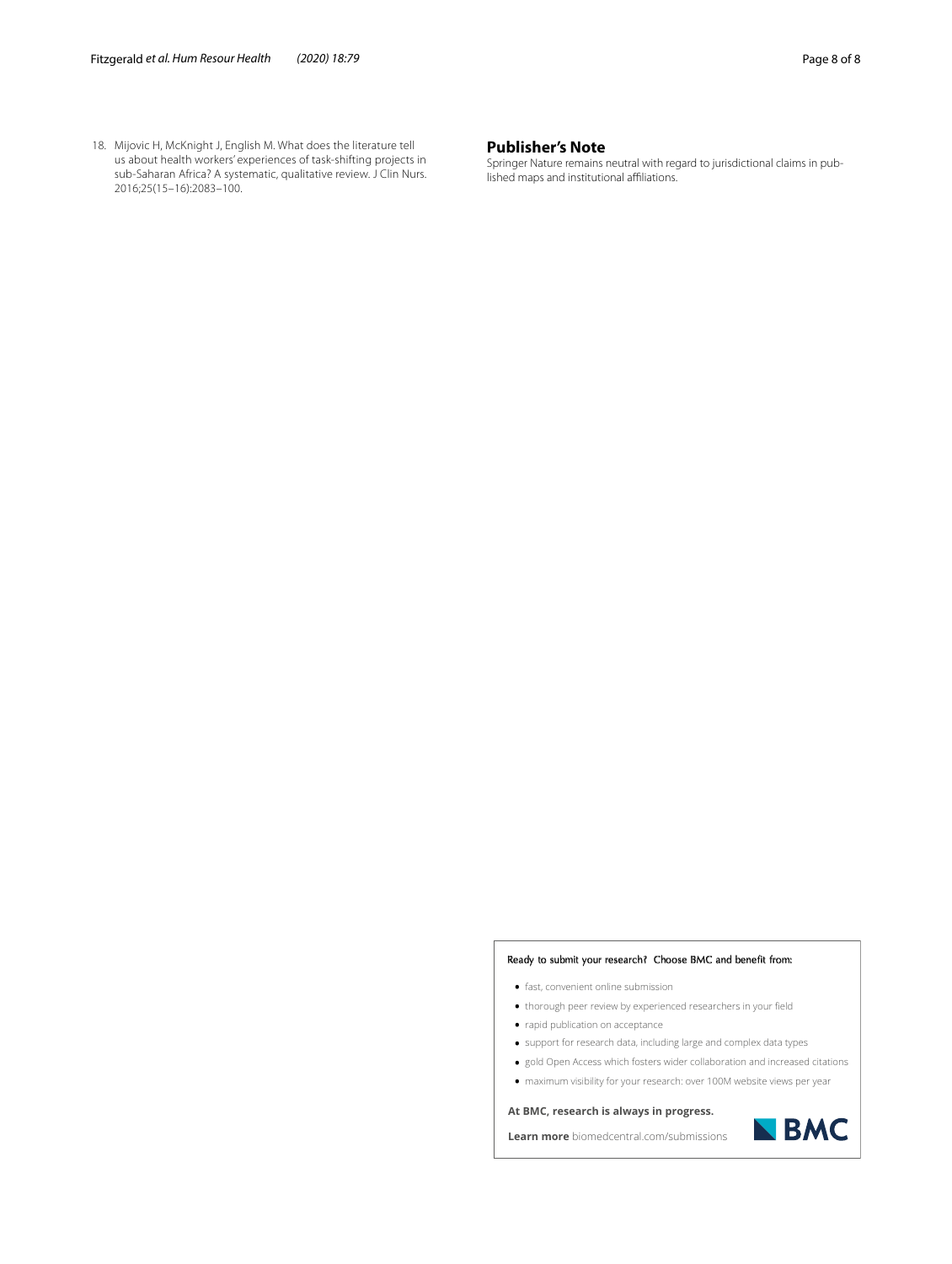18. Mijovic H, McKnight J, English M. What does the literature tell us about health workers' experiences of task-shifting projects in sub-Saharan Africa? A systematic, qualitative review. J Clin Nurs. 2016;25(15–16):2083–100.

## Publisher's Note

Springer Nature remains neutral with regard to jurisdictional claims in published maps and institutional affiliations.

Ready to submit your research? Choose BMC and benefit from:

- fast, convenient online submission
- thorough peer review by experienced researchers in your field
- rapid publication on acceptance
- support for research data, including large and complex data types
- gold Open Access which fosters wider collaboration and increased citations
- maximum visibility for your research: over 100M website views per year

**At BMC, research is always in progress.**

**Learn more** biomedcentral.com/submissions

BMC